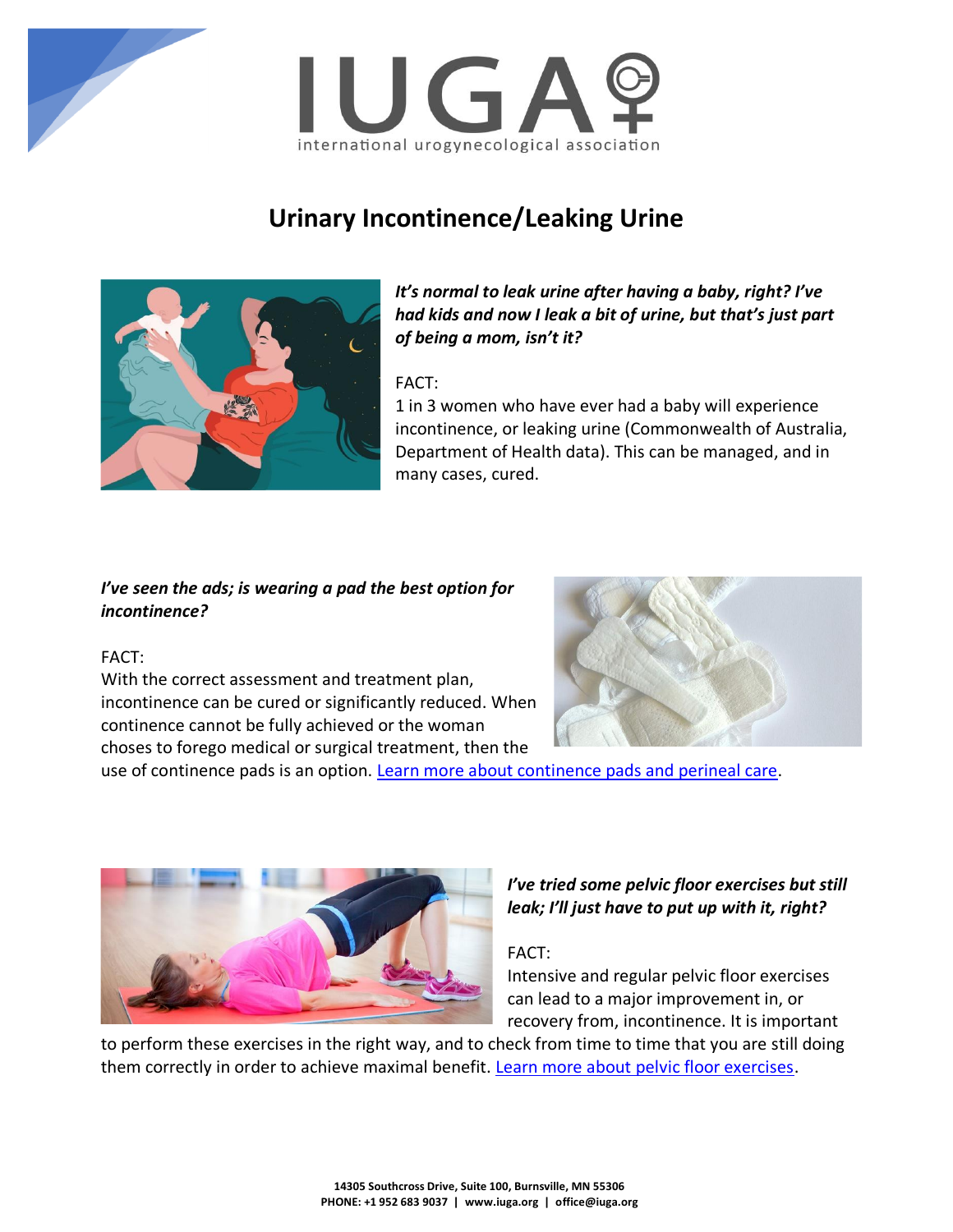# Urinary Incontinence/Leaking Urine

***It's normal to leak urine after having a baby, right? I've had kids and now I leak a bit of urine, but that's just part of being a mom, isn't it?***

FACT:
1 in 3 women who have ever had a baby will experience incontinence, or leaking urine (Commonwealth of Australia, Department of Health data). This can be managed, and in many cases, cured.

***I've seen the ads; is wearing a pad the best option for incontinence?***

FACT:
With the correct assessment and treatment plan, incontinence can be cured or significantly reduced. When continence cannot be fully achieved or the woman choses to forego medical or surgical treatment, then the use of continence pads is an option. Learn more about continence pads and perineal care.

***I've tried some pelvic floor exercises but still leak; I'll just have to put up with it, right?***

FACT:
Intensive and regular pelvic floor exercises can lead to a major improvement in, or recovery from, incontinence. It is important to perform these exercises in the right way, and to check from time to time that you are still doing them correctly in order to achieve maximal benefit. Learn more about pelvic floor exercises.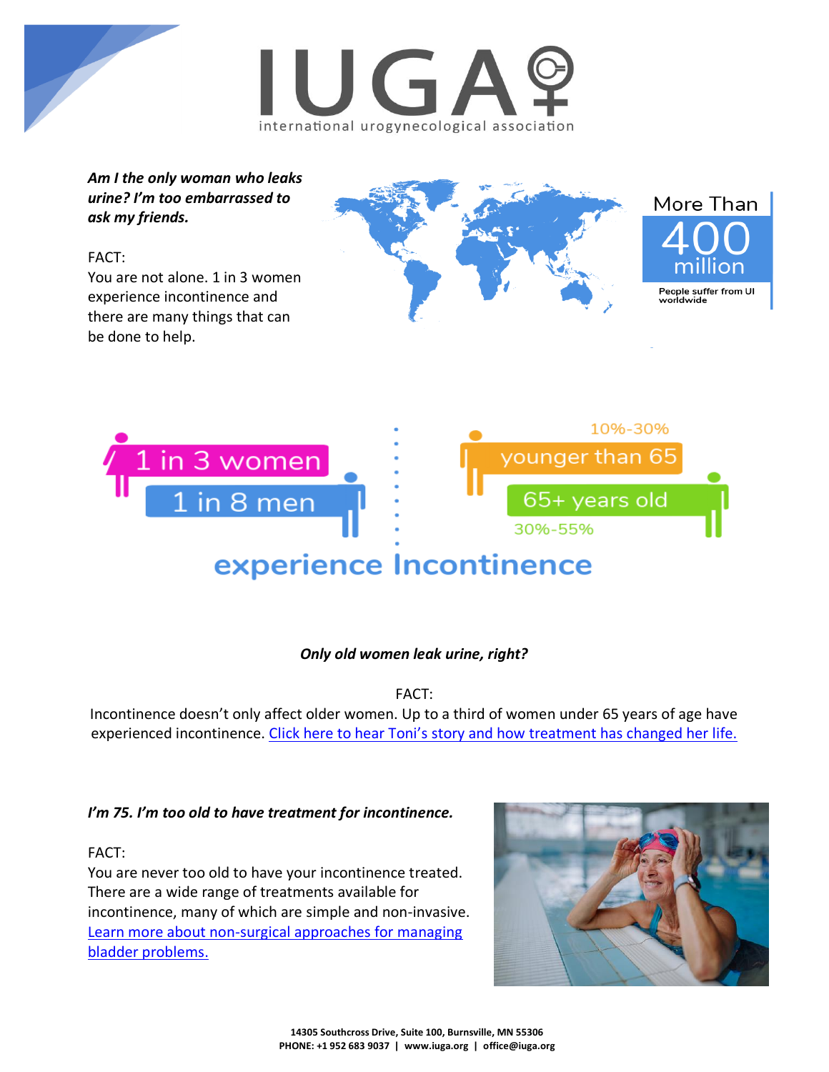*Am I the only woman who leaks urine? I'm too embarrassed to ask my friends.*

FACT:
You are not alone. 1 in 3 women experience incontinence and there are many things that can be done to help.

More Than 400 million People suffer from UI worldwide

1 in 3 women
1 in 8 men

10%-30% younger than 65
65+ years old 30%-55%

experience Incontinence

***Only old women leak urine, right?***

FACT:
Incontinence doesn't only affect older women. Up to a third of women under 65 years of age have experienced incontinence. [Click here to hear Toni's story and how treatment has changed her life.]

***I'm 75. I'm too old to have treatment for incontinence.***

FACT:
You are never too old to have your incontinence treated. There are a wide range of treatments available for incontinence, many of which are simple and non-invasive. [Learn more about non-surgical approaches for managing bladder problems.]

14305 Southcross Drive, Suite 100, Burnsville, MN 55306
PHONE: +1 952 683 9037 | www.iuga.org | office@iuga.org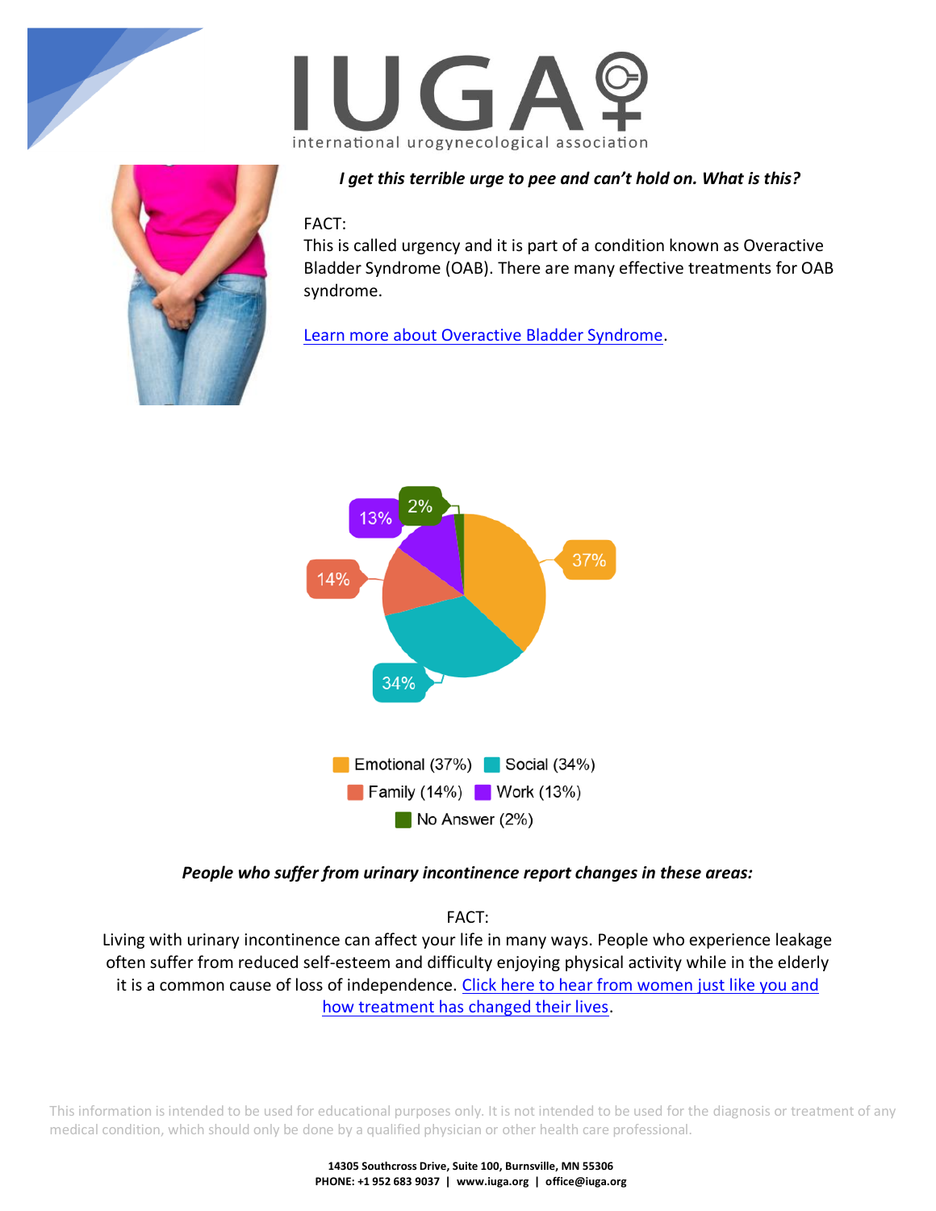# IUGA

international urogynecological association

***I get this terrible urge to pee and can't hold on. What is this?***

FACT:
This is called urgency and it is part of a condition known as Overactive Bladder Syndrome (OAB). There are many effective treatments for OAB syndrome.

Learn more about Overactive Bladder Syndrome.

2%
13%
37%
14%
34%

Emotional (37%) Social (34%)
Family (14%) Work (13%)
No Answer (2%)

***People who suffer from urinary incontinence report changes in these areas:***

FACT:
Living with urinary incontinence can affect your life in many ways. People who experience leakage often suffer from reduced self-esteem and difficulty enjoying physical activity while in the elderly it is a common cause of loss of independence. Click here to hear from women just like you and how treatment has changed their lives.

This information is intended to be used for educational purposes only. It is not intended to be used for the diagnosis or treatment of any medical condition, which should only be done by a qualified physician or other health care professional.

**14305 Southcross Drive, Suite 100, Burnsville, MN 55306**
**PHONE: +1 952 683 9037 | www.iuga.org | office@iuga.org**